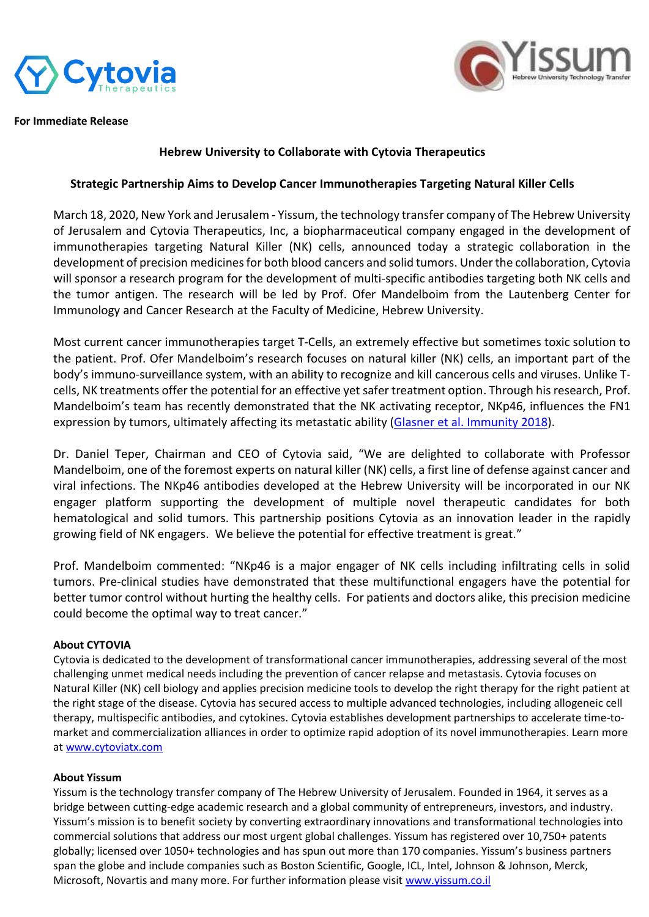**For Immediate Release**

## Hebrew University to Collaborate with Cytovia Therapeutics

### Strategic Partnership Aims to Develop Cancer Immunotherapies Targeting Natural Killer Cells

March 18, 2020, New York and Jerusalem - Yissum, the technology transfer company of The Hebrew University of Jerusalem and Cytovia Therapeutics, Inc, a biopharmaceutical company engaged in the development of immunotherapies targeting Natural Killer (NK) cells, announced today a strategic collaboration in the development of precision medicines for both blood cancers and solid tumors. Under the collaboration, Cytovia will sponsor a research program for the development of multi-specific antibodies targeting both NK cells and the tumor antigen. The research will be led by Prof. Ofer Mandelboim from the Lautenberg Center for Immunology and Cancer Research at the Faculty of Medicine, Hebrew University.

Most current cancer immunotherapies target T-Cells, an extremely effective but sometimes toxic solution to the patient. Prof. Ofer Mandelboim's research focuses on natural killer (NK) cells, an important part of the body's immuno-surveillance system, with an ability to recognize and kill cancerous cells and viruses. Unlike T-cells, NK treatments offer the potential for an effective yet safer treatment option. Through his research, Prof. Mandelboim's team has recently demonstrated that the NK activating receptor, NKp46, influences the FN1 expression by tumors, ultimately affecting its metastatic ability (Glasner et al. Immunity 2018).

Dr. Daniel Teper, Chairman and CEO of Cytovia said, "We are delighted to collaborate with Professor Mandelboim, one of the foremost experts on natural killer (NK) cells, a first line of defense against cancer and viral infections. The NKp46 antibodies developed at the Hebrew University will be incorporated in our NK engager platform supporting the development of multiple novel therapeutic candidates for both hematological and solid tumors. This partnership positions Cytovia as an innovation leader in the rapidly growing field of NK engagers. We believe the potential for effective treatment is great."

Prof. Mandelboim commented: "NKp46 is a major engager of NK cells including infiltrating cells in solid tumors. Pre-clinical studies have demonstrated that these multifunctional engagers have the potential for better tumor control without hurting the healthy cells. For patients and doctors alike, this precision medicine could become the optimal way to treat cancer."

**About CYTOVIA**

Cytovia is dedicated to the development of transformational cancer immunotherapies, addressing several of the most challenging unmet medical needs including the prevention of cancer relapse and metastasis. Cytovia focuses on Natural Killer (NK) cell biology and applies precision medicine tools to develop the right therapy for the right patient at the right stage of the disease. Cytovia has secured access to multiple advanced technologies, including allogeneic cell therapy, multispecific antibodies, and cytokines. Cytovia establishes development partnerships to accelerate time-to-market and commercialization alliances in order to optimize rapid adoption of its novel immunotherapies. Learn more at www.cytoviatx.com

**About Yissum**

Yissum is the technology transfer company of The Hebrew University of Jerusalem. Founded in 1964, it serves as a bridge between cutting-edge academic research and a global community of entrepreneurs, investors, and industry. Yissum's mission is to benefit society by converting extraordinary innovations and transformational technologies into commercial solutions that address our most urgent global challenges. Yissum has registered over 10,750+ patents globally; licensed over 1050+ technologies and has spun out more than 170 companies. Yissum's business partners span the globe and include companies such as Boston Scientific, Google, ICL, Intel, Johnson & Johnson, Merck, Microsoft, Novartis and many more. For further information please visit www.yissum.co.il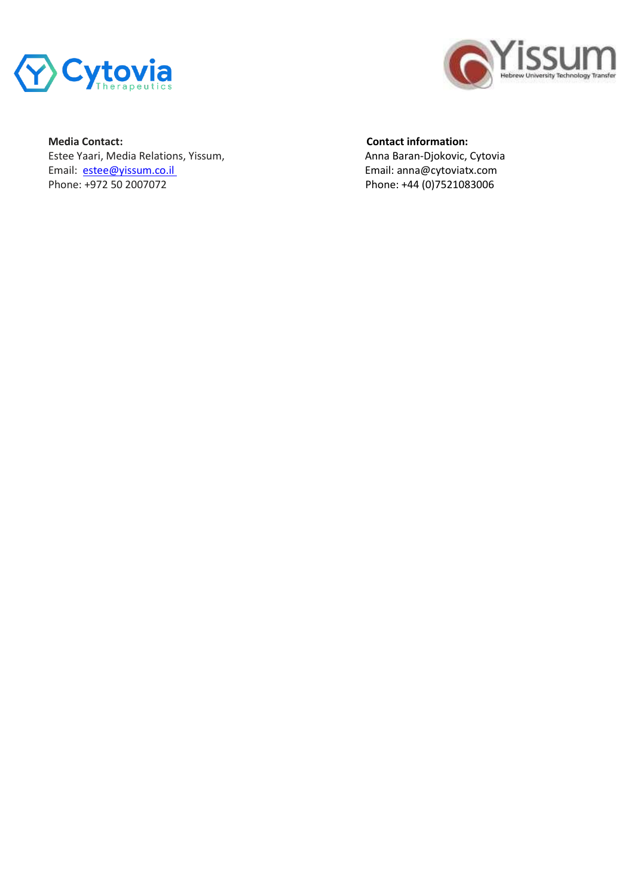**Media Contact:**
Estee Yaari, Media Relations, Yissum,
Email: estee@yissum.co.il
Phone: +972 50 2007072

**Contact information:**
Anna Baran-Djokovic, Cytovia
Email: anna@cytoviatx.com
Phone: +44 (0)7521083006